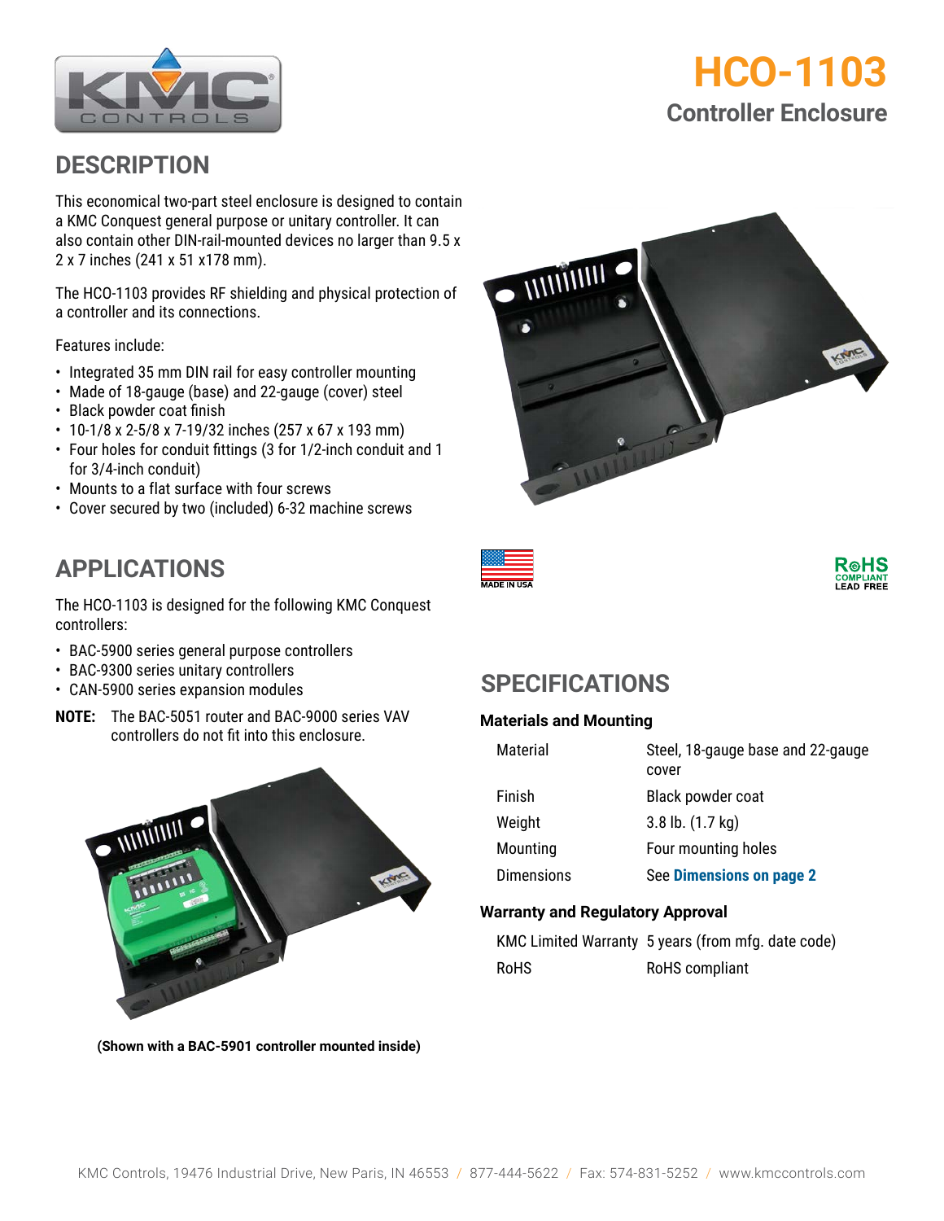# HCO-1103

## Controller Enclosure

## DESCRIPTION

This economical two-part steel enclosure is designed to contain a KMC Conquest general purpose or unitary controller. It can also contain other DIN-rail-mounted devices no larger than 9.5 x 2 x 7 inches (241 x 51 x178 mm).

The HCO-1103 provides RF shielding and physical protection of a controller and its connections.

Features include:

- Integrated 35 mm DIN rail for easy controller mounting
- Made of 18-gauge (base) and 22-gauge (cover) steel
- Black powder coat finish
- 10-1/8 x 2-5/8 x 7-19/32 inches (257 x 67 x 193 mm)
- Four holes for conduit fittings (3 for 1/2-inch conduit and 1 for 3/4-inch conduit)
- Mounts to a flat surface with four screws
- Cover secured by two (included) 6-32 machine screws

## APPLICATIONS

The HCO-1103 is designed for the following KMC Conquest controllers:

- BAC-5900 series general purpose controllers
- BAC-9300 series unitary controllers
- CAN-5900 series expansion modules

**NOTE:** The BAC-5051 router and BAC-9000 series VAV controllers do not fit into this enclosure.

**(Shown with a BAC-5901 controller mounted inside)**

MADE IN USA

RoHS COMPLIANT LEAD FREE

## SPECIFICATIONS

### Materials and Mounting

| | |
|---|---|
| Material | Steel, 18-gauge base and 22-gauge cover |
| Finish | Black powder coat |
| Weight | 3.8 lb. (1.7 kg) |
| Mounting | Four mounting holes |
| Dimensions | See **Dimensions on page 2** |

### Warranty and Regulatory Approval

| | |
|---|---|
| KMC Limited Warranty | 5 years (from mfg. date code) |
| RoHS | RoHS compliant |

KMC Controls, 19476 Industrial Drive, New Paris, IN 46553 / 877-444-5622 / Fax: 574-831-5252 / www.kmccontrols.com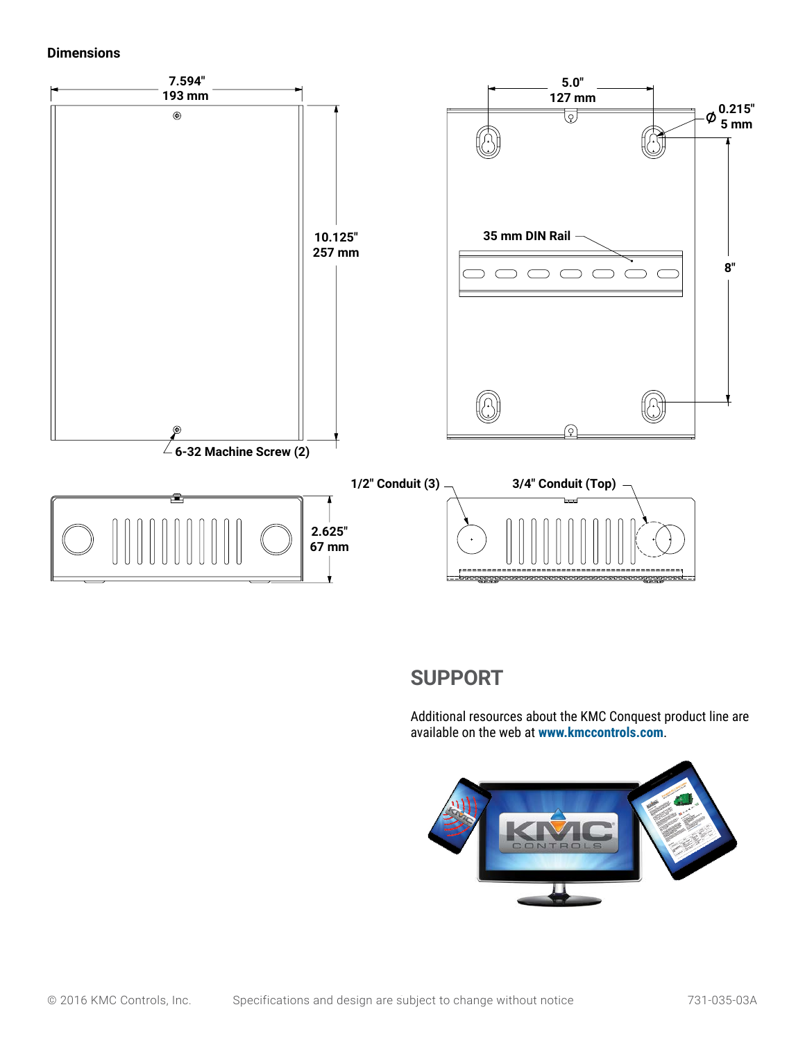**Dimensions**

7.594"
193 mm

10.125"
257 mm

6-32 Machine Screw (2)

5.0"
127 mm

Ø 0.215"
5 mm

35 mm DIN Rail

8"

2.625"
67 mm

1/2" Conduit (3)

3/4" Conduit (Top)

## SUPPORT

Additional resources about the KMC Conquest product line are available on the web at **www.kmccontrols.com**.

© 2016 KMC Controls, Inc. Specifications and design are subject to change without notice 731-035-03A